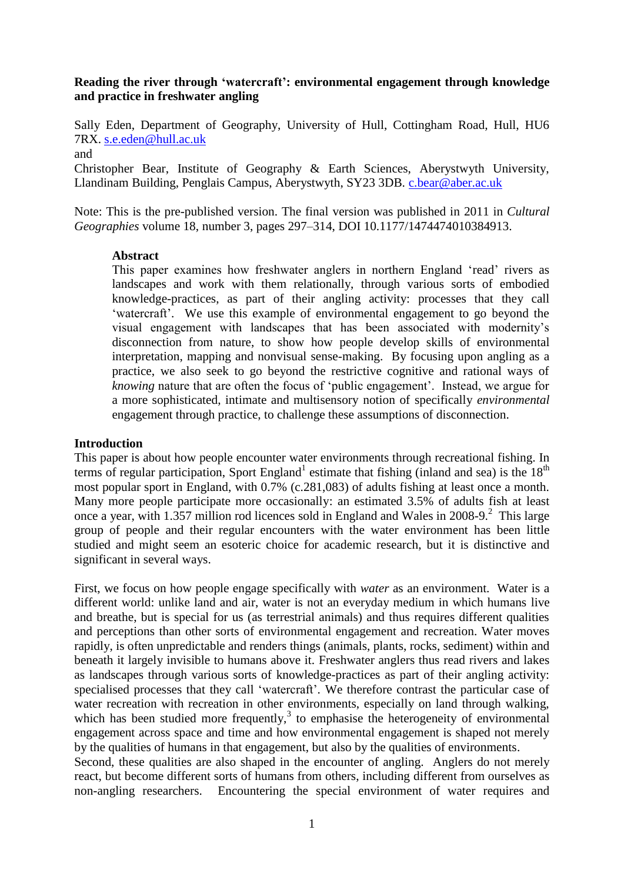**Reading the river through 'watercraft': environmental engagement through knowledge and practice in freshwater angling**

Sally Eden, Department of Geography, University of Hull, Cottingham Road, Hull, HU6 7RX. s.e.eden@hull.ac.uk

and

Christopher Bear, Institute of Geography & Earth Sciences, Aberystwyth University, Llandinam Building, Penglais Campus, Aberystwyth, SY23 3DB. c.bear@aber.ac.uk

Note: This is the pre-published version. The final version was published in 2011 in *Cultural Geographies* volume 18, number 3, pages 297–314, DOI 10.1177/1474474010384913.

**Abstract**

This paper examines how freshwater anglers in northern England 'read' rivers as landscapes and work with them relationally, through various sorts of embodied knowledge-practices, as part of their angling activity: processes that they call 'watercraft'. We use this example of environmental engagement to go beyond the visual engagement with landscapes that has been associated with modernity's disconnection from nature, to show how people develop skills of environmental interpretation, mapping and nonvisual sense-making. By focusing upon angling as a practice, we also seek to go beyond the restrictive cognitive and rational ways of *knowing* nature that are often the focus of 'public engagement'. Instead, we argue for a more sophisticated, intimate and multisensory notion of specifically *environmental* engagement through practice, to challenge these assumptions of disconnection.

## Introduction

This paper is about how people encounter water environments through recreational fishing. In terms of regular participation, Sport England[1] estimate that fishing (inland and sea) is the 18th most popular sport in England, with 0.7% (c.281,083) of adults fishing at least once a month. Many more people participate more occasionally: an estimated 3.5% of adults fish at least once a year, with 1.357 million rod licences sold in England and Wales in 2008-9.[2] This large group of people and their regular encounters with the water environment has been little studied and might seem an esoteric choice for academic research, but it is distinctive and significant in several ways.

First, we focus on how people engage specifically with *water* as an environment. Water is a different world: unlike land and air, water is not an everyday medium in which humans live and breathe, but is special for us (as terrestrial animals) and thus requires different qualities and perceptions than other sorts of environmental engagement and recreation. Water moves rapidly, is often unpredictable and renders things (animals, plants, rocks, sediment) within and beneath it largely invisible to humans above it. Freshwater anglers thus read rivers and lakes as landscapes through various sorts of knowledge-practices as part of their angling activity: specialised processes that they call 'watercraft'. We therefore contrast the particular case of water recreation with recreation in other environments, especially on land through walking, which has been studied more frequently,[3] to emphasise the heterogeneity of environmental engagement across space and time and how environmental engagement is shaped not merely by the qualities of humans in that engagement, but also by the qualities of environments.

Second, these qualities are also shaped in the encounter of angling. Anglers do not merely react, but become different sorts of humans from others, including different from ourselves as non-angling researchers. Encountering the special environment of water requires and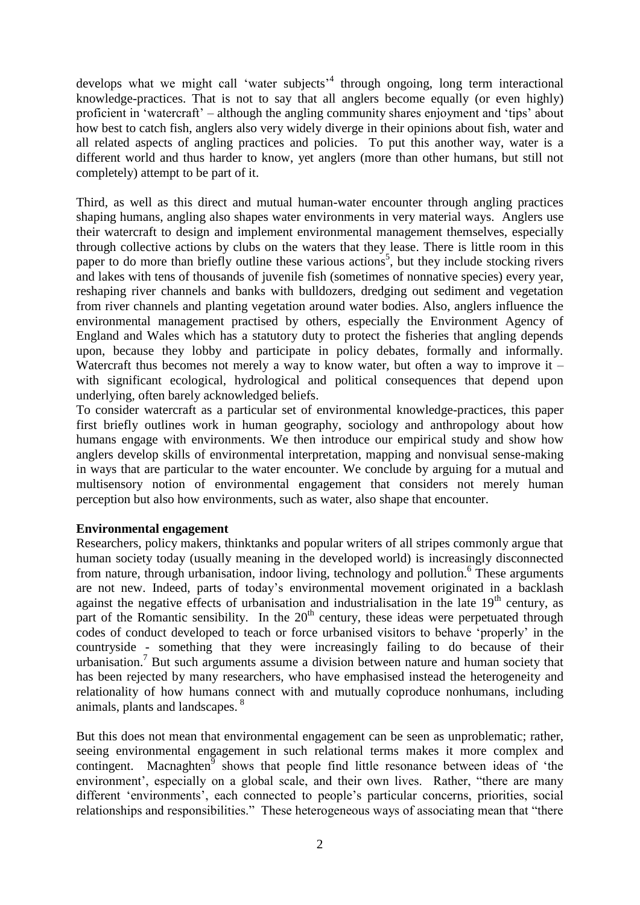develops what we might call 'water subjects'[4] through ongoing, long term interactional knowledge-practices. That is not to say that all anglers become equally (or even highly) proficient in 'watercraft' – although the angling community shares enjoyment and 'tips' about how best to catch fish, anglers also very widely diverge in their opinions about fish, water and all related aspects of angling practices and policies. To put this another way, water is a different world and thus harder to know, yet anglers (more than other humans, but still not completely) attempt to be part of it.

Third, as well as this direct and mutual human-water encounter through angling practices shaping humans, angling also shapes water environments in very material ways. Anglers use their watercraft to design and implement environmental management themselves, especially through collective actions by clubs on the waters that they lease. There is little room in this paper to do more than briefly outline these various actions[5], but they include stocking rivers and lakes with tens of thousands of juvenile fish (sometimes of nonnative species) every year, reshaping river channels and banks with bulldozers, dredging out sediment and vegetation from river channels and planting vegetation around water bodies. Also, anglers influence the environmental management practised by others, especially the Environment Agency of England and Wales which has a statutory duty to protect the fisheries that angling depends upon, because they lobby and participate in policy debates, formally and informally. Watercraft thus becomes not merely a way to know water, but often a way to improve it – with significant ecological, hydrological and political consequences that depend upon underlying, often barely acknowledged beliefs.

To consider watercraft as a particular set of environmental knowledge-practices, this paper first briefly outlines work in human geography, sociology and anthropology about how humans engage with environments. We then introduce our empirical study and show how anglers develop skills of environmental interpretation, mapping and nonvisual sense-making in ways that are particular to the water encounter. We conclude by arguing for a mutual and multisensory notion of environmental engagement that considers not merely human perception but also how environments, such as water, also shape that encounter.

**Environmental engagement**

Researchers, policy makers, thinktanks and popular writers of all stripes commonly argue that human society today (usually meaning in the developed world) is increasingly disconnected from nature, through urbanisation, indoor living, technology and pollution.[6] These arguments are not new. Indeed, parts of today's environmental movement originated in a backlash against the negative effects of urbanisation and industrialisation in the late 19th century, as part of the Romantic sensibility. In the 20th century, these ideas were perpetuated through codes of conduct developed to teach or force urbanised visitors to behave 'properly' in the countryside - something that they were increasingly failing to do because of their urbanisation.[7] But such arguments assume a division between nature and human society that has been rejected by many researchers, who have emphasised instead the heterogeneity and relationality of how humans connect with and mutually coproduce nonhumans, including animals, plants and landscapes.[8]

But this does not mean that environmental engagement can be seen as unproblematic; rather, seeing environmental engagement in such relational terms makes it more complex and contingent. Macnaghten[9] shows that people find little resonance between ideas of 'the environment', especially on a global scale, and their own lives. Rather, "there are many different 'environments', each connected to people's particular concerns, priorities, social relationships and responsibilities." These heterogeneous ways of associating mean that "there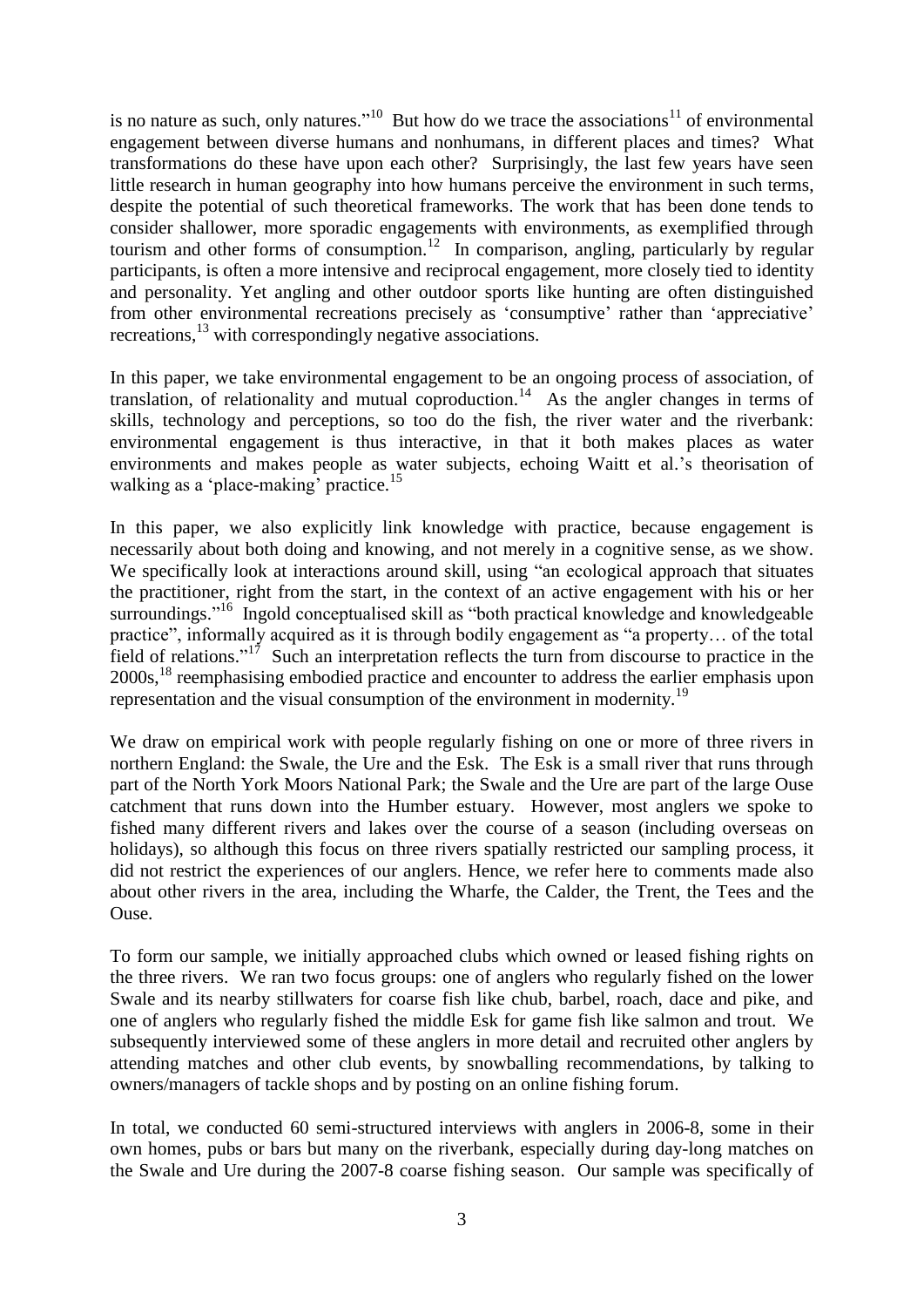is no nature as such, only natures."[10] But how do we trace the associations[11] of environmental engagement between diverse humans and nonhumans, in different places and times? What transformations do these have upon each other? Surprisingly, the last few years have seen little research in human geography into how humans perceive the environment in such terms, despite the potential of such theoretical frameworks. The work that has been done tends to consider shallower, more sporadic engagements with environments, as exemplified through tourism and other forms of consumption.[12] In comparison, angling, particularly by regular participants, is often a more intensive and reciprocal engagement, more closely tied to identity and personality. Yet angling and other outdoor sports like hunting are often distinguished from other environmental recreations precisely as 'consumptive' rather than 'appreciative' recreations,[13] with correspondingly negative associations.

In this paper, we take environmental engagement to be an ongoing process of association, of translation, of relationality and mutual coproduction.[14] As the angler changes in terms of skills, technology and perceptions, so too do the fish, the river water and the riverbank: environmental engagement is thus interactive, in that it both makes places as water environments and makes people as water subjects, echoing Waitt et al.'s theorisation of walking as a 'place-making' practice.[15]

In this paper, we also explicitly link knowledge with practice, because engagement is necessarily about both doing and knowing, and not merely in a cognitive sense, as we show. We specifically look at interactions around skill, using "an ecological approach that situates the practitioner, right from the start, in the context of an active engagement with his or her surroundings."[16] Ingold conceptualised skill as "both practical knowledge and knowledgeable practice", informally acquired as it is through bodily engagement as "a property… of the total field of relations."[17] Such an interpretation reflects the turn from discourse to practice in the 2000s,[18] reemphasising embodied practice and encounter to address the earlier emphasis upon representation and the visual consumption of the environment in modernity.[19]

We draw on empirical work with people regularly fishing on one or more of three rivers in northern England: the Swale, the Ure and the Esk. The Esk is a small river that runs through part of the North York Moors National Park; the Swale and the Ure are part of the large Ouse catchment that runs down into the Humber estuary. However, most anglers we spoke to fished many different rivers and lakes over the course of a season (including overseas on holidays), so although this focus on three rivers spatially restricted our sampling process, it did not restrict the experiences of our anglers. Hence, we refer here to comments made also about other rivers in the area, including the Wharfe, the Calder, the Trent, the Tees and the Ouse.

To form our sample, we initially approached clubs which owned or leased fishing rights on the three rivers. We ran two focus groups: one of anglers who regularly fished on the lower Swale and its nearby stillwaters for coarse fish like chub, barbel, roach, dace and pike, and one of anglers who regularly fished the middle Esk for game fish like salmon and trout. We subsequently interviewed some of these anglers in more detail and recruited other anglers by attending matches and other club events, by snowballing recommendations, by talking to owners/managers of tackle shops and by posting on an online fishing forum.

In total, we conducted 60 semi-structured interviews with anglers in 2006-8, some in their own homes, pubs or bars but many on the riverbank, especially during day-long matches on the Swale and Ure during the 2007-8 coarse fishing season. Our sample was specifically of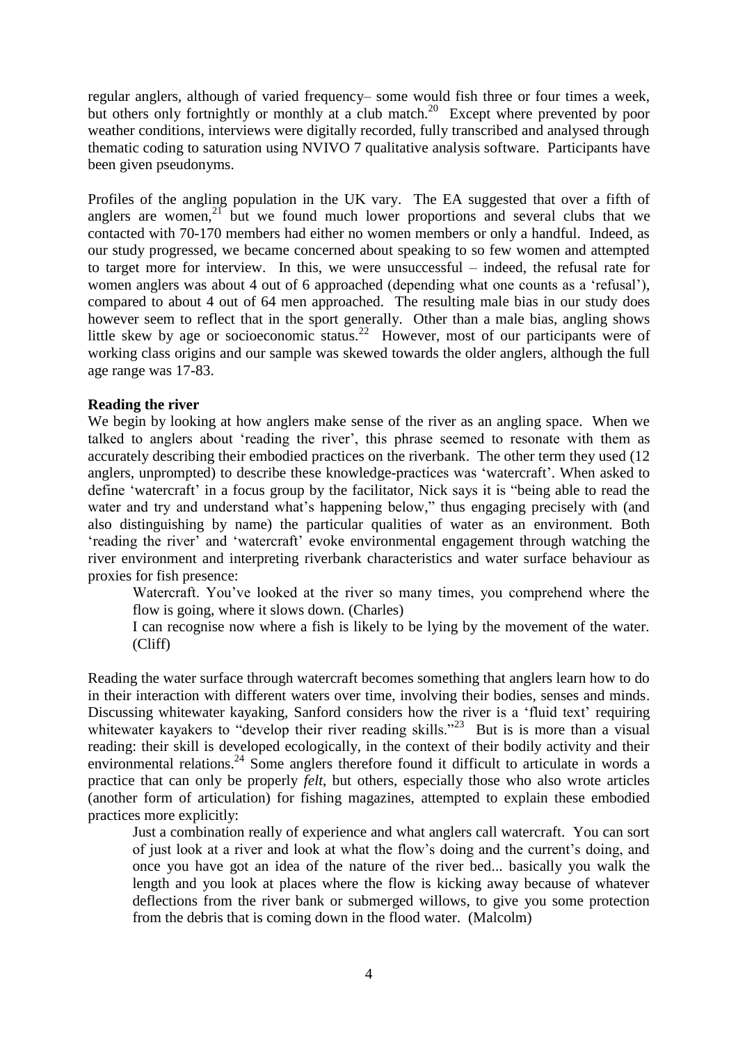regular anglers, although of varied frequency– some would fish three or four times a week, but others only fortnightly or monthly at a club match.[20] Except where prevented by poor weather conditions, interviews were digitally recorded, fully transcribed and analysed through thematic coding to saturation using NVIVO 7 qualitative analysis software. Participants have been given pseudonyms.

Profiles of the angling population in the UK vary. The EA suggested that over a fifth of anglers are women,[21] but we found much lower proportions and several clubs that we contacted with 70-170 members had either no women members or only a handful. Indeed, as our study progressed, we became concerned about speaking to so few women and attempted to target more for interview. In this, we were unsuccessful – indeed, the refusal rate for women anglers was about 4 out of 6 approached (depending what one counts as a 'refusal'), compared to about 4 out of 64 men approached. The resulting male bias in our study does however seem to reflect that in the sport generally. Other than a male bias, angling shows little skew by age or socioeconomic status.[22] However, most of our participants were of working class origins and our sample was skewed towards the older anglers, although the full age range was 17-83.

**Reading the river**

We begin by looking at how anglers make sense of the river as an angling space. When we talked to anglers about 'reading the river', this phrase seemed to resonate with them as accurately describing their embodied practices on the riverbank. The other term they used (12 anglers, unprompted) to describe these knowledge-practices was 'watercraft'. When asked to define 'watercraft' in a focus group by the facilitator, Nick says it is "being able to read the water and try and understand what's happening below," thus engaging precisely with (and also distinguishing by name) the particular qualities of water as an environment. Both 'reading the river' and 'watercraft' evoke environmental engagement through watching the river environment and interpreting riverbank characteristics and water surface behaviour as proxies for fish presence:

> Watercraft. You've looked at the river so many times, you comprehend where the flow is going, where it slows down. (Charles)
>
> I can recognise now where a fish is likely to be lying by the movement of the water. (Cliff)

Reading the water surface through watercraft becomes something that anglers learn how to do in their interaction with different waters over time, involving their bodies, senses and minds. Discussing whitewater kayaking, Sanford considers how the river is a 'fluid text' requiring whitewater kayakers to "develop their river reading skills."[23] But is is more than a visual reading: their skill is developed ecologically, in the context of their bodily activity and their environmental relations.[24] Some anglers therefore found it difficult to articulate in words a practice that can only be properly *felt*, but others, especially those who also wrote articles (another form of articulation) for fishing magazines, attempted to explain these embodied practices more explicitly:

> Just a combination really of experience and what anglers call watercraft. You can sort of just look at a river and look at what the flow's doing and the current's doing, and once you have got an idea of the nature of the river bed... basically you walk the length and you look at places where the flow is kicking away because of whatever deflections from the river bank or submerged willows, to give you some protection from the debris that is coming down in the flood water. (Malcolm)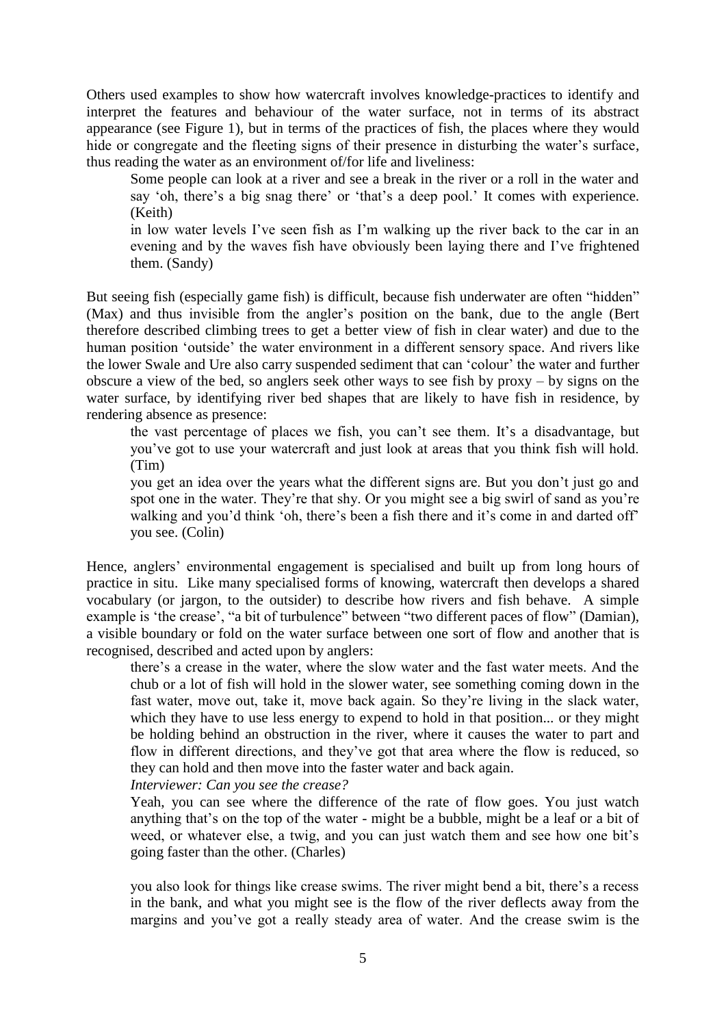Others used examples to show how watercraft involves knowledge-practices to identify and interpret the features and behaviour of the water surface, not in terms of its abstract appearance (see Figure 1), but in terms of the practices of fish, the places where they would hide or congregate and the fleeting signs of their presence in disturbing the water's surface, thus reading the water as an environment of/for life and liveliness:

> Some people can look at a river and see a break in the river or a roll in the water and say 'oh, there's a big snag there' or 'that's a deep pool.' It comes with experience. (Keith)
>
> in low water levels I've seen fish as I'm walking up the river back to the car in an evening and by the waves fish have obviously been laying there and I've frightened them. (Sandy)

But seeing fish (especially game fish) is difficult, because fish underwater are often "hidden" (Max) and thus invisible from the angler's position on the bank, due to the angle (Bert therefore described climbing trees to get a better view of fish in clear water) and due to the human position 'outside' the water environment in a different sensory space. And rivers like the lower Swale and Ure also carry suspended sediment that can 'colour' the water and further obscure a view of the bed, so anglers seek other ways to see fish by proxy – by signs on the water surface, by identifying river bed shapes that are likely to have fish in residence, by rendering absence as presence:

> the vast percentage of places we fish, you can't see them. It's a disadvantage, but you've got to use your watercraft and just look at areas that you think fish will hold. (Tim)
>
> you get an idea over the years what the different signs are. But you don't just go and spot one in the water. They're that shy. Or you might see a big swirl of sand as you're walking and you'd think 'oh, there's been a fish there and it's come in and darted off' you see. (Colin)

Hence, anglers' environmental engagement is specialised and built up from long hours of practice in situ. Like many specialised forms of knowing, watercraft then develops a shared vocabulary (or jargon, to the outsider) to describe how rivers and fish behave. A simple example is 'the crease', "a bit of turbulence" between "two different paces of flow" (Damian), a visible boundary or fold on the water surface between one sort of flow and another that is recognised, described and acted upon by anglers:

> there's a crease in the water, where the slow water and the fast water meets. And the chub or a lot of fish will hold in the slower water, see something coming down in the fast water, move out, take it, move back again. So they're living in the slack water, which they have to use less energy to expend to hold in that position... or they might be holding behind an obstruction in the river, where it causes the water to part and flow in different directions, and they've got that area where the flow is reduced, so they can hold and then move into the faster water and back again.
>
> *Interviewer: Can you see the crease?*
>
> Yeah, you can see where the difference of the rate of flow goes. You just watch anything that's on the top of the water - might be a bubble, might be a leaf or a bit of weed, or whatever else, a twig, and you can just watch them and see how one bit's going faster than the other. (Charles)
>
> you also look for things like crease swims. The river might bend a bit, there's a recess in the bank, and what you might see is the flow of the river deflects away from the margins and you've got a really steady area of water. And the crease swim is the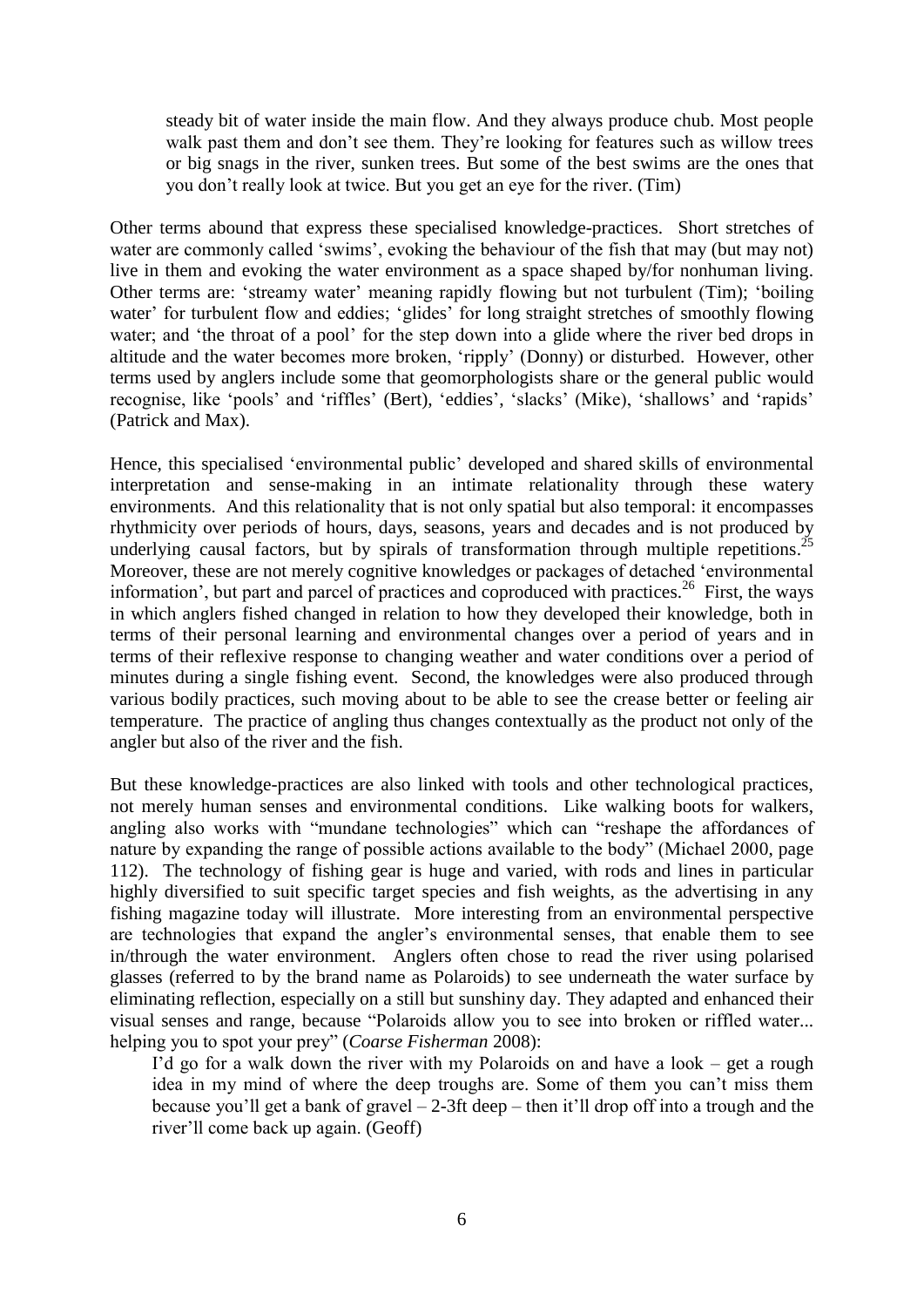> steady bit of water inside the main flow. And they always produce chub. Most people walk past them and don't see them. They're looking for features such as willow trees or big snags in the river, sunken trees. But some of the best swims are the ones that you don't really look at twice. But you get an eye for the river. (Tim)

Other terms abound that express these specialised knowledge-practices. Short stretches of water are commonly called 'swims', evoking the behaviour of the fish that may (but may not) live in them and evoking the water environment as a space shaped by/for nonhuman living. Other terms are: 'streamy water' meaning rapidly flowing but not turbulent (Tim); 'boiling water' for turbulent flow and eddies; 'glides' for long straight stretches of smoothly flowing water; and 'the throat of a pool' for the step down into a glide where the river bed drops in altitude and the water becomes more broken, 'ripply' (Donny) or disturbed. However, other terms used by anglers include some that geomorphologists share or the general public would recognise, like 'pools' and 'riffles' (Bert), 'eddies', 'slacks' (Mike), 'shallows' and 'rapids' (Patrick and Max).

Hence, this specialised 'environmental public' developed and shared skills of environmental interpretation and sense-making in an intimate relationality through these watery environments. And this relationality that is not only spatial but also temporal: it encompasses rhythmicity over periods of hours, days, seasons, years and decades and is not produced by underlying causal factors, but by spirals of transformation through multiple repetitions.[25] Moreover, these are not merely cognitive knowledges or packages of detached 'environmental information', but part and parcel of practices and coproduced with practices.[26] First, the ways in which anglers fished changed in relation to how they developed their knowledge, both in terms of their personal learning and environmental changes over a period of years and in terms of their reflexive response to changing weather and water conditions over a period of minutes during a single fishing event. Second, the knowledges were also produced through various bodily practices, such moving about to be able to see the crease better or feeling air temperature. The practice of angling thus changes contextually as the product not only of the angler but also of the river and the fish.

But these knowledge-practices are also linked with tools and other technological practices, not merely human senses and environmental conditions. Like walking boots for walkers, angling also works with "mundane technologies" which can "reshape the affordances of nature by expanding the range of possible actions available to the body" (Michael 2000, page 112). The technology of fishing gear is huge and varied, with rods and lines in particular highly diversified to suit specific target species and fish weights, as the advertising in any fishing magazine today will illustrate. More interesting from an environmental perspective are technologies that expand the angler's environmental senses, that enable them to see in/through the water environment. Anglers often chose to read the river using polarised glasses (referred to by the brand name as Polaroids) to see underneath the water surface by eliminating reflection, especially on a still but sunshiny day. They adapted and enhanced their visual senses and range, because "Polaroids allow you to see into broken or riffled water... helping you to spot your prey" (*Coarse Fisherman* 2008):

> I'd go for a walk down the river with my Polaroids on and have a look – get a rough idea in my mind of where the deep troughs are. Some of them you can't miss them because you'll get a bank of gravel – 2-3ft deep – then it'll drop off into a trough and the river'll come back up again. (Geoff)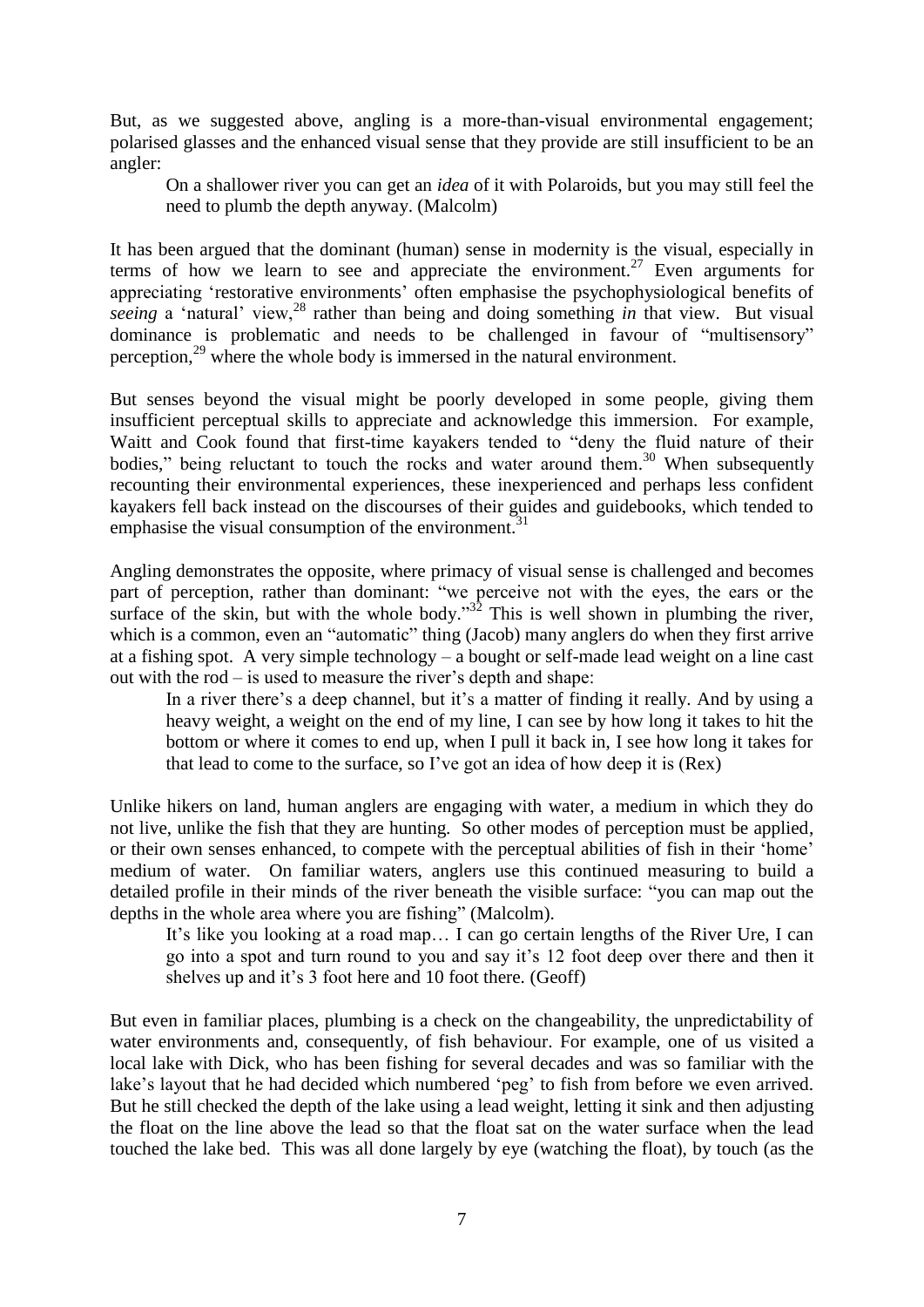But, as we suggested above, angling is a more-than-visual environmental engagement; polarised glasses and the enhanced visual sense that they provide are still insufficient to be an angler:

> On a shallower river you can get an *idea* of it with Polaroids, but you may still feel the need to plumb the depth anyway. (Malcolm)

It has been argued that the dominant (human) sense in modernity is the visual, especially in terms of how we learn to see and appreciate the environment.[27] Even arguments for appreciating 'restorative environments' often emphasise the psychophysiological benefits of *seeing* a 'natural' view,[28] rather than being and doing something *in* that view. But visual dominance is problematic and needs to be challenged in favour of "multisensory" perception,[29] where the whole body is immersed in the natural environment.

But senses beyond the visual might be poorly developed in some people, giving them insufficient perceptual skills to appreciate and acknowledge this immersion. For example, Waitt and Cook found that first-time kayakers tended to "deny the fluid nature of their bodies," being reluctant to touch the rocks and water around them.[30] When subsequently recounting their environmental experiences, these inexperienced and perhaps less confident kayakers fell back instead on the discourses of their guides and guidebooks, which tended to emphasise the visual consumption of the environment.[31]

Angling demonstrates the opposite, where primacy of visual sense is challenged and becomes part of perception, rather than dominant: "we perceive not with the eyes, the ears or the surface of the skin, but with the whole body."[32] This is well shown in plumbing the river, which is a common, even an "automatic" thing (Jacob) many anglers do when they first arrive at a fishing spot. A very simple technology – a bought or self-made lead weight on a line cast out with the rod – is used to measure the river's depth and shape:

> In a river there's a deep channel, but it's a matter of finding it really. And by using a heavy weight, a weight on the end of my line, I can see by how long it takes to hit the bottom or where it comes to end up, when I pull it back in, I see how long it takes for that lead to come to the surface, so I've got an idea of how deep it is (Rex)

Unlike hikers on land, human anglers are engaging with water, a medium in which they do not live, unlike the fish that they are hunting. So other modes of perception must be applied, or their own senses enhanced, to compete with the perceptual abilities of fish in their 'home' medium of water. On familiar waters, anglers use this continued measuring to build a detailed profile in their minds of the river beneath the visible surface: "you can map out the depths in the whole area where you are fishing" (Malcolm).

> It's like you looking at a road map… I can go certain lengths of the River Ure, I can go into a spot and turn round to you and say it's 12 foot deep over there and then it shelves up and it's 3 foot here and 10 foot there. (Geoff)

But even in familiar places, plumbing is a check on the changeability, the unpredictability of water environments and, consequently, of fish behaviour. For example, one of us visited a local lake with Dick, who has been fishing for several decades and was so familiar with the lake's layout that he had decided which numbered 'peg' to fish from before we even arrived. But he still checked the depth of the lake using a lead weight, letting it sink and then adjusting the float on the line above the lead so that the float sat on the water surface when the lead touched the lake bed. This was all done largely by eye (watching the float), by touch (as the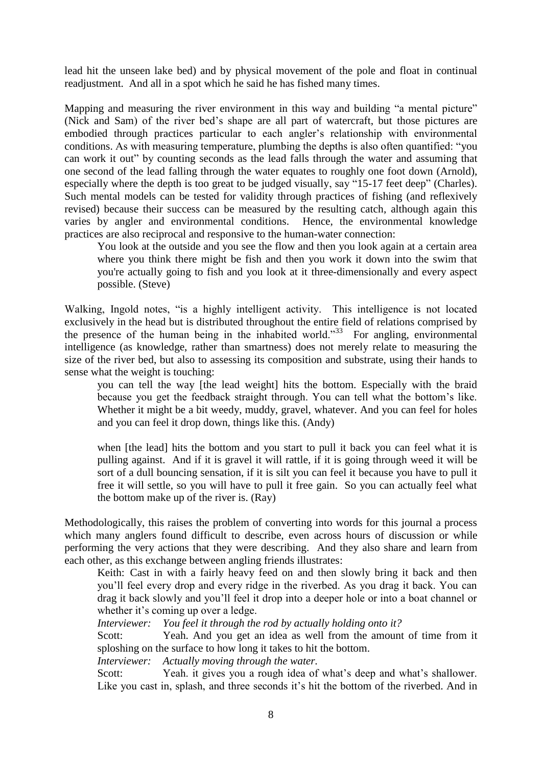lead hit the unseen lake bed) and by physical movement of the pole and float in continual readjustment. And all in a spot which he said he has fished many times.

Mapping and measuring the river environment in this way and building "a mental picture" (Nick and Sam) of the river bed's shape are all part of watercraft, but those pictures are embodied through practices particular to each angler's relationship with environmental conditions. As with measuring temperature, plumbing the depths is also often quantified: "you can work it out" by counting seconds as the lead falls through the water and assuming that one second of the lead falling through the water equates to roughly one foot down (Arnold), especially where the depth is too great to be judged visually, say "15-17 feet deep" (Charles). Such mental models can be tested for validity through practices of fishing (and reflexively revised) because their success can be measured by the resulting catch, although again this varies by angler and environmental conditions. Hence, the environmental knowledge practices are also reciprocal and responsive to the human-water connection:

> You look at the outside and you see the flow and then you look again at a certain area where you think there might be fish and then you work it down into the swim that you're actually going to fish and you look at it three-dimensionally and every aspect possible. (Steve)

Walking, Ingold notes, "is a highly intelligent activity. This intelligence is not located exclusively in the head but is distributed throughout the entire field of relations comprised by the presence of the human being in the inhabited world."[33] For angling, environmental intelligence (as knowledge, rather than smartness) does not merely relate to measuring the size of the river bed, but also to assessing its composition and substrate, using their hands to sense what the weight is touching:

> you can tell the way [the lead weight] hits the bottom. Especially with the braid because you get the feedback straight through. You can tell what the bottom's like. Whether it might be a bit weedy, muddy, gravel, whatever. And you can feel for holes and you can feel it drop down, things like this. (Andy)
>
> when [the lead] hits the bottom and you start to pull it back you can feel what it is pulling against. And if it is gravel it will rattle, if it is going through weed it will be sort of a dull bouncing sensation, if it is silt you can feel it because you have to pull it free it will settle, so you will have to pull it free gain. So you can actually feel what the bottom make up of the river is. (Ray)

Methodologically, this raises the problem of converting into words for this journal a process which many anglers found difficult to describe, even across hours of discussion or while performing the very actions that they were describing. And they also share and learn from each other, as this exchange between angling friends illustrates:

> Keith: Cast in with a fairly heavy feed on and then slowly bring it back and then you'll feel every drop and every ridge in the riverbed. As you drag it back. You can drag it back slowly and you'll feel it drop into a deeper hole or into a boat channel or whether it's coming up over a ledge.
>
> *Interviewer: You feel it through the rod by actually holding onto it?*
>
> Scott: Yeah. And you get an idea as well from the amount of time from it sploshing on the surface to how long it takes to hit the bottom.
>
> *Interviewer: Actually moving through the water.*
>
> Scott: Yeah. it gives you a rough idea of what's deep and what's shallower. Like you cast in, splash, and three seconds it's hit the bottom of the riverbed. And in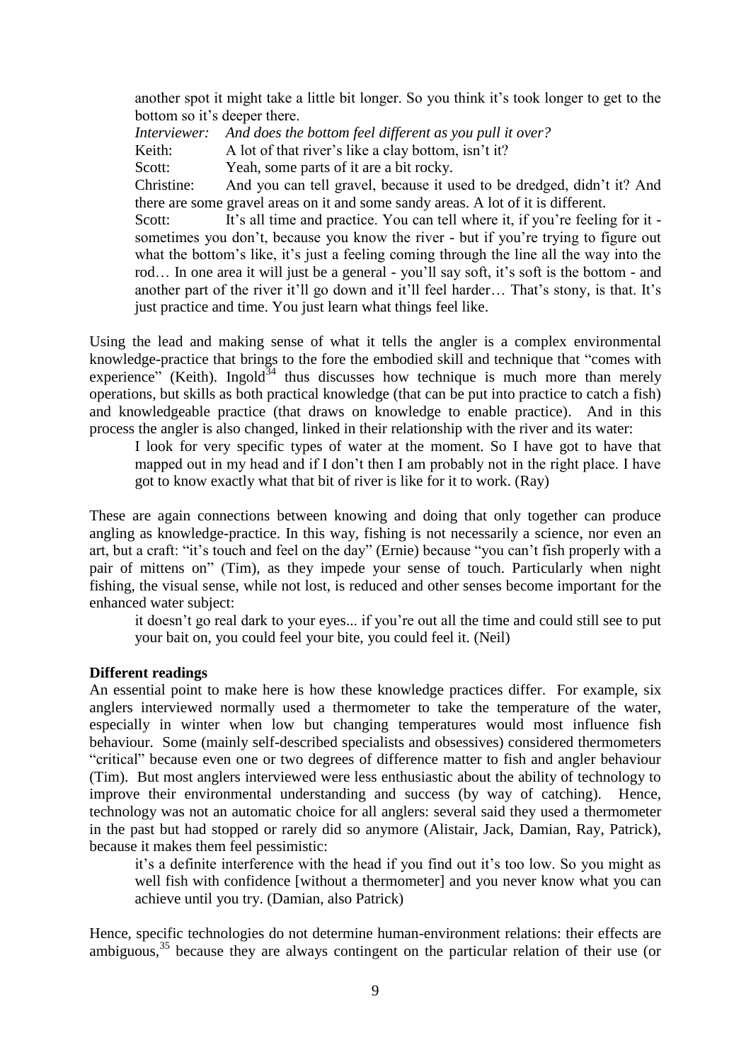> another spot it might take a little bit longer. So you think it's took longer to get to the bottom so it's deeper there.
>
> *Interviewer: And does the bottom feel different as you pull it over?*
>
> Keith: A lot of that river's like a clay bottom, isn't it?
>
> Scott: Yeah, some parts of it are a bit rocky.
>
> Christine: And you can tell gravel, because it used to be dredged, didn't it? And there are some gravel areas on it and some sandy areas. A lot of it is different.
>
> Scott: It's all time and practice. You can tell where it, if you're feeling for it - sometimes you don't, because you know the river - but if you're trying to figure out what the bottom's like, it's just a feeling coming through the line all the way into the rod… In one area it will just be a general - you'll say soft, it's soft is the bottom - and another part of the river it'll go down and it'll feel harder… That's stony, is that. It's just practice and time. You just learn what things feel like.

Using the lead and making sense of what it tells the angler is a complex environmental knowledge-practice that brings to the fore the embodied skill and technique that "comes with experience" (Keith). Ingold[34] thus discusses how technique is much more than merely operations, but skills as both practical knowledge (that can be put into practice to catch a fish) and knowledgeable practice (that draws on knowledge to enable practice). And in this process the angler is also changed, linked in their relationship with the river and its water:

> I look for very specific types of water at the moment. So I have got to have that mapped out in my head and if I don't then I am probably not in the right place. I have got to know exactly what that bit of river is like for it to work. (Ray)

These are again connections between knowing and doing that only together can produce angling as knowledge-practice. In this way, fishing is not necessarily a science, nor even an art, but a craft: "it's touch and feel on the day" (Ernie) because "you can't fish properly with a pair of mittens on" (Tim), as they impede your sense of touch. Particularly when night fishing, the visual sense, while not lost, is reduced and other senses become important for the enhanced water subject:

> it doesn't go real dark to your eyes... if you're out all the time and could still see to put your bait on, you could feel your bite, you could feel it. (Neil)

**Different readings**

An essential point to make here is how these knowledge practices differ. For example, six anglers interviewed normally used a thermometer to take the temperature of the water, especially in winter when low but changing temperatures would most influence fish behaviour. Some (mainly self-described specialists and obsessives) considered thermometers "critical" because even one or two degrees of difference matter to fish and angler behaviour (Tim). But most anglers interviewed were less enthusiastic about the ability of technology to improve their environmental understanding and success (by way of catching). Hence, technology was not an automatic choice for all anglers: several said they used a thermometer in the past but had stopped or rarely did so anymore (Alistair, Jack, Damian, Ray, Patrick), because it makes them feel pessimistic:

> it's a definite interference with the head if you find out it's too low. So you might as well fish with confidence [without a thermometer] and you never know what you can achieve until you try. (Damian, also Patrick)

Hence, specific technologies do not determine human-environment relations: their effects are ambiguous,[35] because they are always contingent on the particular relation of their use (or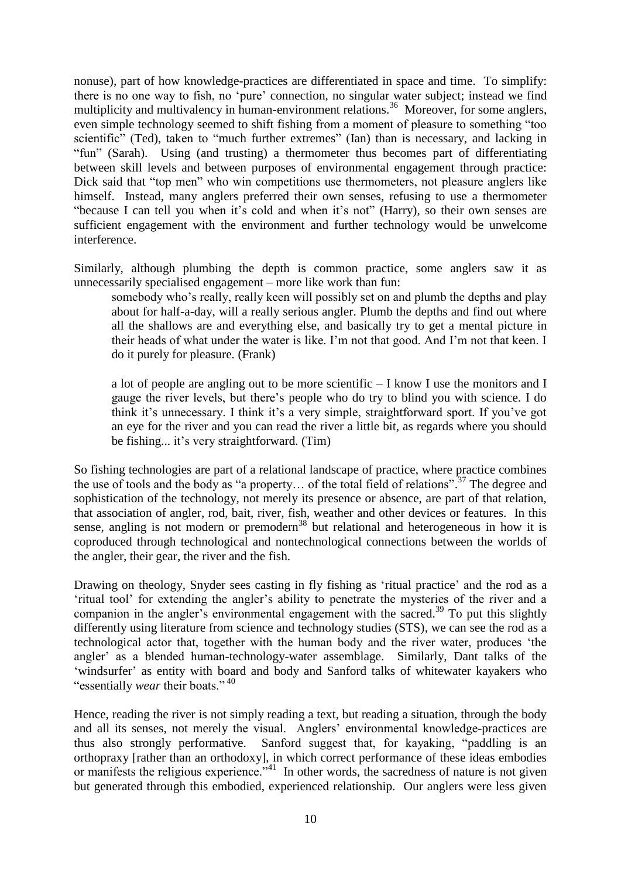nonuse), part of how knowledge-practices are differentiated in space and time. To simplify: there is no one way to fish, no 'pure' connection, no singular water subject; instead we find multiplicity and multivalency in human-environment relations.[36] Moreover, for some anglers, even simple technology seemed to shift fishing from a moment of pleasure to something "too scientific" (Ted), taken to "much further extremes" (Ian) than is necessary, and lacking in "fun" (Sarah). Using (and trusting) a thermometer thus becomes part of differentiating between skill levels and between purposes of environmental engagement through practice: Dick said that "top men" who win competitions use thermometers, not pleasure anglers like himself. Instead, many anglers preferred their own senses, refusing to use a thermometer "because I can tell you when it's cold and when it's not" (Harry), so their own senses are sufficient engagement with the environment and further technology would be unwelcome interference.

Similarly, although plumbing the depth is common practice, some anglers saw it as unnecessarily specialised engagement – more like work than fun:

> somebody who's really, really keen will possibly set on and plumb the depths and play about for half-a-day, will a really serious angler. Plumb the depths and find out where all the shallows are and everything else, and basically try to get a mental picture in their heads of what under the water is like. I'm not that good. And I'm not that keen. I do it purely for pleasure. (Frank)
>
> a lot of people are angling out to be more scientific – I know I use the monitors and I gauge the river levels, but there's people who do try to blind you with science. I do think it's unnecessary. I think it's a very simple, straightforward sport. If you've got an eye for the river and you can read the river a little bit, as regards where you should be fishing... it's very straightforward. (Tim)

So fishing technologies are part of a relational landscape of practice, where practice combines the use of tools and the body as "a property… of the total field of relations".[37] The degree and sophistication of the technology, not merely its presence or absence, are part of that relation, that association of angler, rod, bait, river, fish, weather and other devices or features. In this sense, angling is not modern or premodern[38] but relational and heterogeneous in how it is coproduced through technological and nontechnological connections between the worlds of the angler, their gear, the river and the fish.

Drawing on theology, Snyder sees casting in fly fishing as 'ritual practice' and the rod as a 'ritual tool' for extending the angler's ability to penetrate the mysteries of the river and a companion in the angler's environmental engagement with the sacred.[39] To put this slightly differently using literature from science and technology studies (STS), we can see the rod as a technological actor that, together with the human body and the river water, produces 'the angler' as a blended human-technology-water assemblage. Similarly, Dant talks of the 'windsurfer' as entity with board and body and Sanford talks of whitewater kayakers who "essentially *wear* their boats."[40]

Hence, reading the river is not simply reading a text, but reading a situation, through the body and all its senses, not merely the visual. Anglers' environmental knowledge-practices are thus also strongly performative. Sanford suggest that, for kayaking, "paddling is an orthopraxy [rather than an orthodoxy], in which correct performance of these ideas embodies or manifests the religious experience."[41] In other words, the sacredness of nature is not given but generated through this embodied, experienced relationship. Our anglers were less given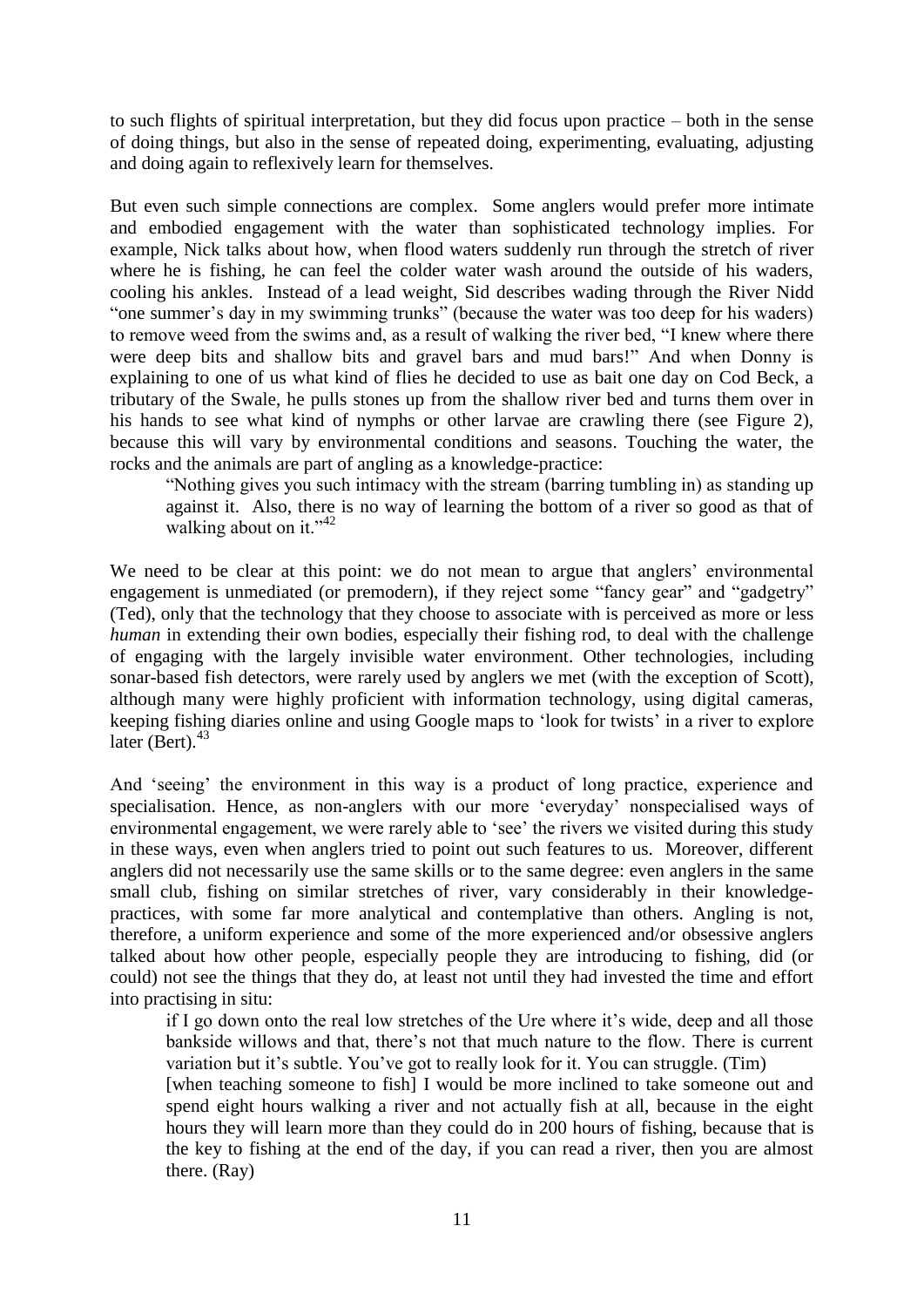to such flights of spiritual interpretation, but they did focus upon practice – both in the sense of doing things, but also in the sense of repeated doing, experimenting, evaluating, adjusting and doing again to reflexively learn for themselves.

But even such simple connections are complex. Some anglers would prefer more intimate and embodied engagement with the water than sophisticated technology implies. For example, Nick talks about how, when flood waters suddenly run through the stretch of river where he is fishing, he can feel the colder water wash around the outside of his waders, cooling his ankles. Instead of a lead weight, Sid describes wading through the River Nidd "one summer's day in my swimming trunks" (because the water was too deep for his waders) to remove weed from the swims and, as a result of walking the river bed, "I knew where there were deep bits and shallow bits and gravel bars and mud bars!" And when Donny is explaining to one of us what kind of flies he decided to use as bait one day on Cod Beck, a tributary of the Swale, he pulls stones up from the shallow river bed and turns them over in his hands to see what kind of nymphs or other larvae are crawling there (see Figure 2), because this will vary by environmental conditions and seasons. Touching the water, the rocks and the animals are part of angling as a knowledge-practice:

> "Nothing gives you such intimacy with the stream (barring tumbling in) as standing up against it. Also, there is no way of learning the bottom of a river so good as that of walking about on it."[42]

We need to be clear at this point: we do not mean to argue that anglers' environmental engagement is unmediated (or premodern), if they reject some "fancy gear" and "gadgetry" (Ted), only that the technology that they choose to associate with is perceived as more or less *human* in extending their own bodies, especially their fishing rod, to deal with the challenge of engaging with the largely invisible water environment. Other technologies, including sonar-based fish detectors, were rarely used by anglers we met (with the exception of Scott), although many were highly proficient with information technology, using digital cameras, keeping fishing diaries online and using Google maps to 'look for twists' in a river to explore later (Bert).[43]

And 'seeing' the environment in this way is a product of long practice, experience and specialisation. Hence, as non-anglers with our more 'everyday' nonspecialised ways of environmental engagement, we were rarely able to 'see' the rivers we visited during this study in these ways, even when anglers tried to point out such features to us. Moreover, different anglers did not necessarily use the same skills or to the same degree: even anglers in the same small club, fishing on similar stretches of river, vary considerably in their knowledge-practices, with some far more analytical and contemplative than others. Angling is not, therefore, a uniform experience and some of the more experienced and/or obsessive anglers talked about how other people, especially people they are introducing to fishing, did (or could) not see the things that they do, at least not until they had invested the time and effort into practising in situ:

> if I go down onto the real low stretches of the Ure where it's wide, deep and all those bankside willows and that, there's not that much nature to the flow. There is current variation but it's subtle. You've got to really look for it. You can struggle. (Tim)
>
> [when teaching someone to fish] I would be more inclined to take someone out and spend eight hours walking a river and not actually fish at all, because in the eight hours they will learn more than they could do in 200 hours of fishing, because that is the key to fishing at the end of the day, if you can read a river, then you are almost there. (Ray)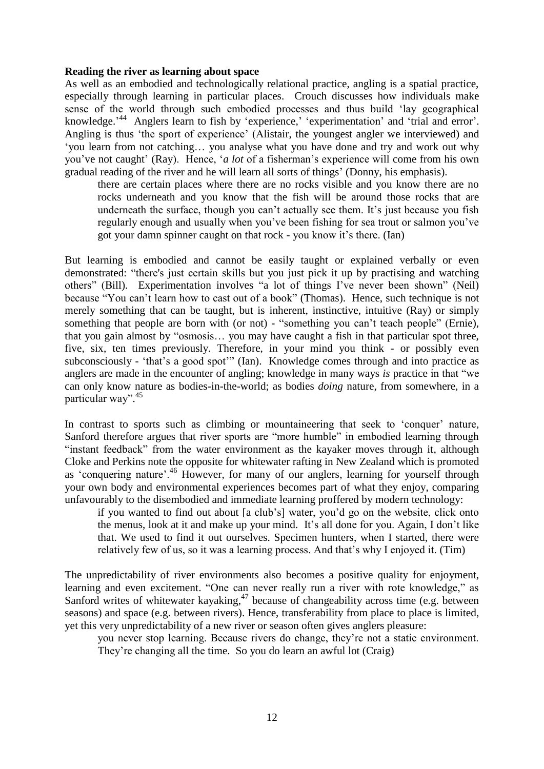**Reading the river as learning about space**

As well as an embodied and technologically relational practice, angling is a spatial practice, especially through learning in particular places. Crouch discusses how individuals make sense of the world through such embodied processes and thus build 'lay geographical knowledge.'[44] Anglers learn to fish by 'experience,' 'experimentation' and 'trial and error'. Angling is thus 'the sport of experience' (Alistair, the youngest angler we interviewed) and 'you learn from not catching… you analyse what you have done and try and work out why you've not caught' (Ray). Hence, '*a lot* of a fisherman's experience will come from his own gradual reading of the river and he will learn all sorts of things' (Donny, his emphasis).

> there are certain places where there are no rocks visible and you know there are no rocks underneath and you know that the fish will be around those rocks that are underneath the surface, though you can't actually see them. It's just because you fish regularly enough and usually when you've been fishing for sea trout or salmon you've got your damn spinner caught on that rock - you know it's there. (Ian)

But learning is embodied and cannot be easily taught or explained verbally or even demonstrated: "there's just certain skills but you just pick it up by practising and watching others" (Bill). Experimentation involves "a lot of things I've never been shown" (Neil) because "You can't learn how to cast out of a book" (Thomas). Hence, such technique is not merely something that can be taught, but is inherent, instinctive, intuitive (Ray) or simply something that people are born with (or not) - "something you can't teach people" (Ernie), that you gain almost by "osmosis… you may have caught a fish in that particular spot three, five, six, ten times previously. Therefore, in your mind you think - or possibly even subconsciously - 'that's a good spot'" (Ian). Knowledge comes through and into practice as anglers are made in the encounter of angling; knowledge in many ways *is* practice in that "we can only know nature as bodies-in-the-world; as bodies *doing* nature, from somewhere, in a particular way".[45]

In contrast to sports such as climbing or mountaineering that seek to 'conquer' nature, Sanford therefore argues that river sports are "more humble" in embodied learning through "instant feedback" from the water environment as the kayaker moves through it, although Cloke and Perkins note the opposite for whitewater rafting in New Zealand which is promoted as 'conquering nature'.[46] However, for many of our anglers, learning for yourself through your own body and environmental experiences becomes part of what they enjoy, comparing unfavourably to the disembodied and immediate learning proffered by modern technology:

> if you wanted to find out about [a club's] water, you'd go on the website, click onto the menus, look at it and make up your mind. It's all done for you. Again, I don't like that. We used to find it out ourselves. Specimen hunters, when I started, there were relatively few of us, so it was a learning process. And that's why I enjoyed it. (Tim)

The unpredictability of river environments also becomes a positive quality for enjoyment, learning and even excitement. "One can never really run a river with rote knowledge," as Sanford writes of whitewater kayaking,[47] because of changeability across time (e.g. between seasons) and space (e.g. between rivers). Hence, transferability from place to place is limited, yet this very unpredictability of a new river or season often gives anglers pleasure:

> you never stop learning. Because rivers do change, they're not a static environment. They're changing all the time. So you do learn an awful lot (Craig)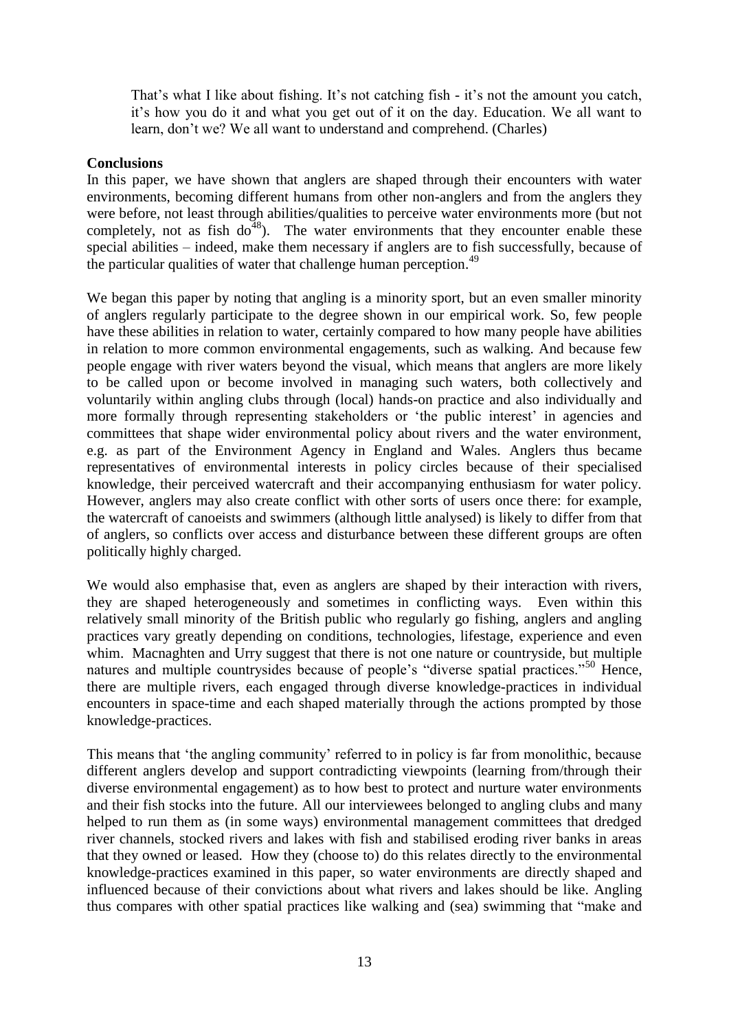> That's what I like about fishing. It's not catching fish - it's not the amount you catch, it's how you do it and what you get out of it on the day. Education. We all want to learn, don't we? We all want to understand and comprehend. (Charles)

**Conclusions**

In this paper, we have shown that anglers are shaped through their encounters with water environments, becoming different humans from other non-anglers and from the anglers they were before, not least through abilities/qualities to perceive water environments more (but not completely, not as fish do[48]). The water environments that they encounter enable these special abilities – indeed, make them necessary if anglers are to fish successfully, because of the particular qualities of water that challenge human perception.[49]

We began this paper by noting that angling is a minority sport, but an even smaller minority of anglers regularly participate to the degree shown in our empirical work. So, few people have these abilities in relation to water, certainly compared to how many people have abilities in relation to more common environmental engagements, such as walking. And because few people engage with river waters beyond the visual, which means that anglers are more likely to be called upon or become involved in managing such waters, both collectively and voluntarily within angling clubs through (local) hands-on practice and also individually and more formally through representing stakeholders or 'the public interest' in agencies and committees that shape wider environmental policy about rivers and the water environment, e.g. as part of the Environment Agency in England and Wales. Anglers thus became representatives of environmental interests in policy circles because of their specialised knowledge, their perceived watercraft and their accompanying enthusiasm for water policy. However, anglers may also create conflict with other sorts of users once there: for example, the watercraft of canoeists and swimmers (although little analysed) is likely to differ from that of anglers, so conflicts over access and disturbance between these different groups are often politically highly charged.

We would also emphasise that, even as anglers are shaped by their interaction with rivers, they are shaped heterogeneously and sometimes in conflicting ways. Even within this relatively small minority of the British public who regularly go fishing, anglers and angling practices vary greatly depending on conditions, technologies, lifestage, experience and even whim. Macnaghten and Urry suggest that there is not one nature or countryside, but multiple natures and multiple countrysides because of people's "diverse spatial practices."[50] Hence, there are multiple rivers, each engaged through diverse knowledge-practices in individual encounters in space-time and each shaped materially through the actions prompted by those knowledge-practices.

This means that 'the angling community' referred to in policy is far from monolithic, because different anglers develop and support contradicting viewpoints (learning from/through their diverse environmental engagement) as to how best to protect and nurture water environments and their fish stocks into the future. All our interviewees belonged to angling clubs and many helped to run them as (in some ways) environmental management committees that dredged river channels, stocked rivers and lakes with fish and stabilised eroding river banks in areas that they owned or leased. How they (choose to) do this relates directly to the environmental knowledge-practices examined in this paper, so water environments are directly shaped and influenced because of their convictions about what rivers and lakes should be like. Angling thus compares with other spatial practices like walking and (sea) swimming that "make and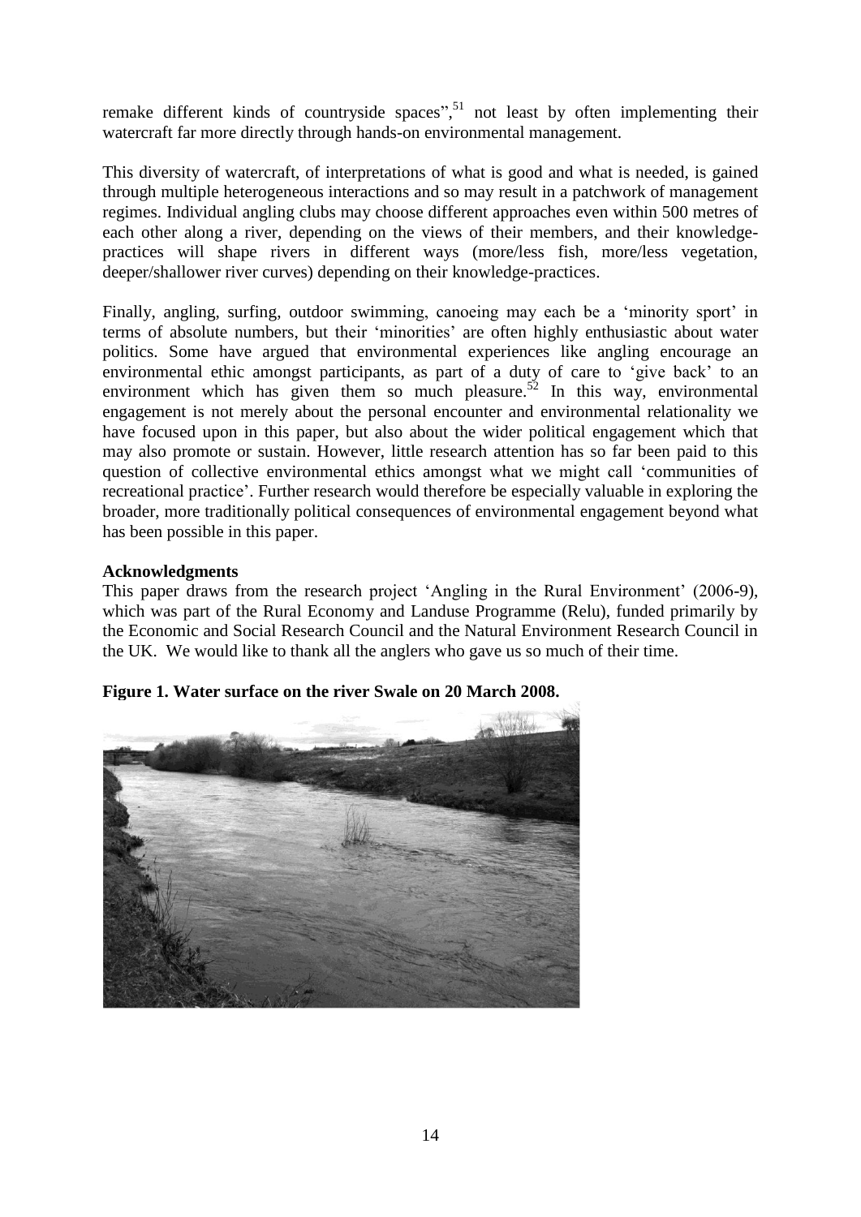remake different kinds of countryside spaces",[51] not least by often implementing their watercraft far more directly through hands-on environmental management.

This diversity of watercraft, of interpretations of what is good and what is needed, is gained through multiple heterogeneous interactions and so may result in a patchwork of management regimes. Individual angling clubs may choose different approaches even within 500 metres of each other along a river, depending on the views of their members, and their knowledge-practices will shape rivers in different ways (more/less fish, more/less vegetation, deeper/shallower river curves) depending on their knowledge-practices.

Finally, angling, surfing, outdoor swimming, canoeing may each be a 'minority sport' in terms of absolute numbers, but their 'minorities' are often highly enthusiastic about water politics. Some have argued that environmental experiences like angling encourage an environmental ethic amongst participants, as part of a duty of care to 'give back' to an environment which has given them so much pleasure.[52] In this way, environmental engagement is not merely about the personal encounter and environmental relationality we have focused upon in this paper, but also about the wider political engagement which that may also promote or sustain. However, little research attention has so far been paid to this question of collective environmental ethics amongst what we might call 'communities of recreational practice'. Further research would therefore be especially valuable in exploring the broader, more traditionally political consequences of environmental engagement beyond what has been possible in this paper.

**Acknowledgments**

This paper draws from the research project 'Angling in the Rural Environment' (2006-9), which was part of the Rural Economy and Landuse Programme (Relu), funded primarily by the Economic and Social Research Council and the Natural Environment Research Council in the UK. We would like to thank all the anglers who gave us so much of their time.

**Figure 1. Water surface on the river Swale on 20 March 2008.**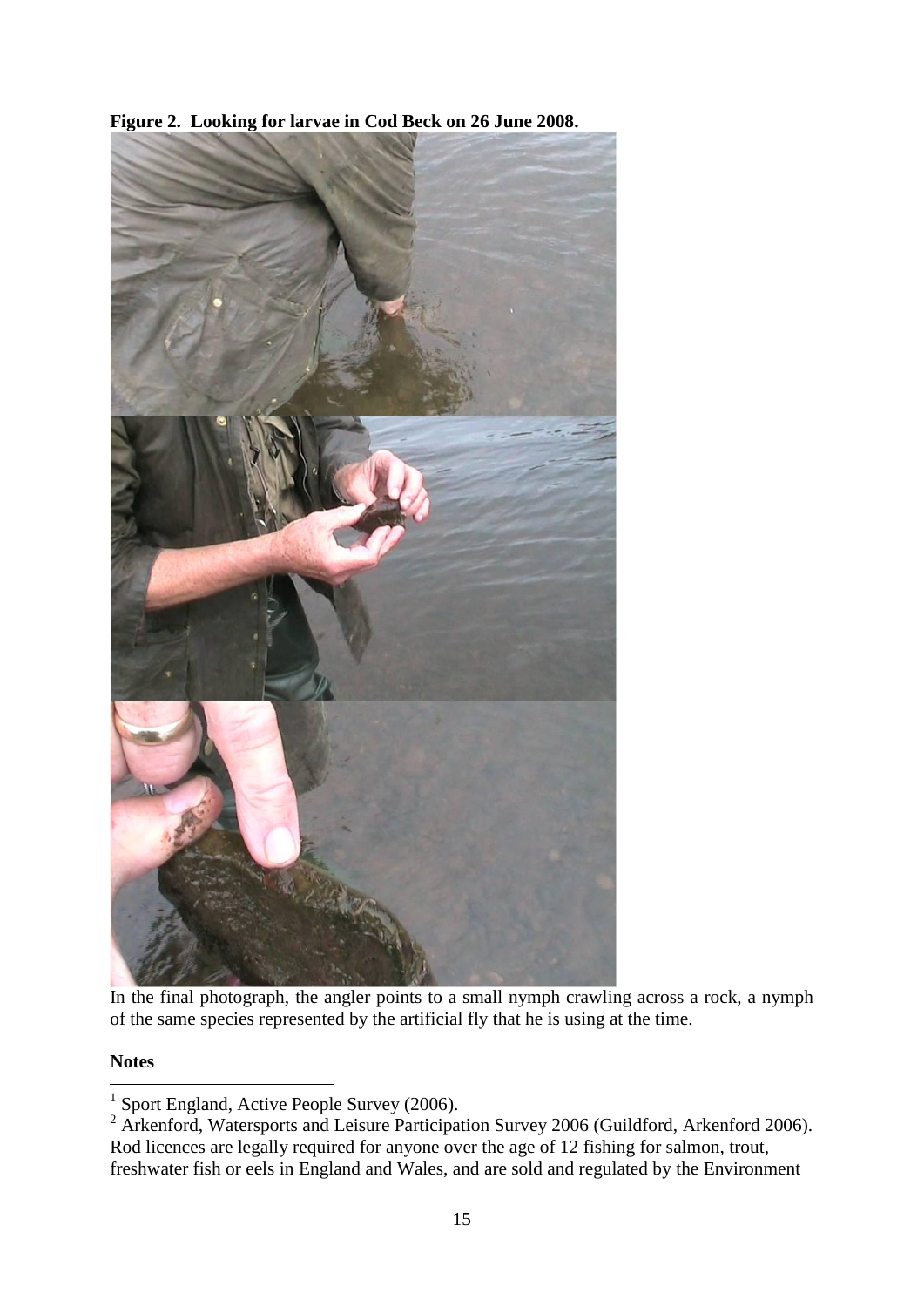**Figure 2. Looking for larvae in Cod Beck on 26 June 2008.**

In the final photograph, the angler points to a small nymph crawling across a rock, a nymph of the same species represented by the artificial fly that he is using at the time.

**Notes**

[1] Sport England, Active People Survey (2006).

[2] Arkenford, Watersports and Leisure Participation Survey 2006 (Guildford, Arkenford 2006). Rod licences are legally required for anyone over the age of 12 fishing for salmon, trout, freshwater fish or eels in England and Wales, and are sold and regulated by the Environment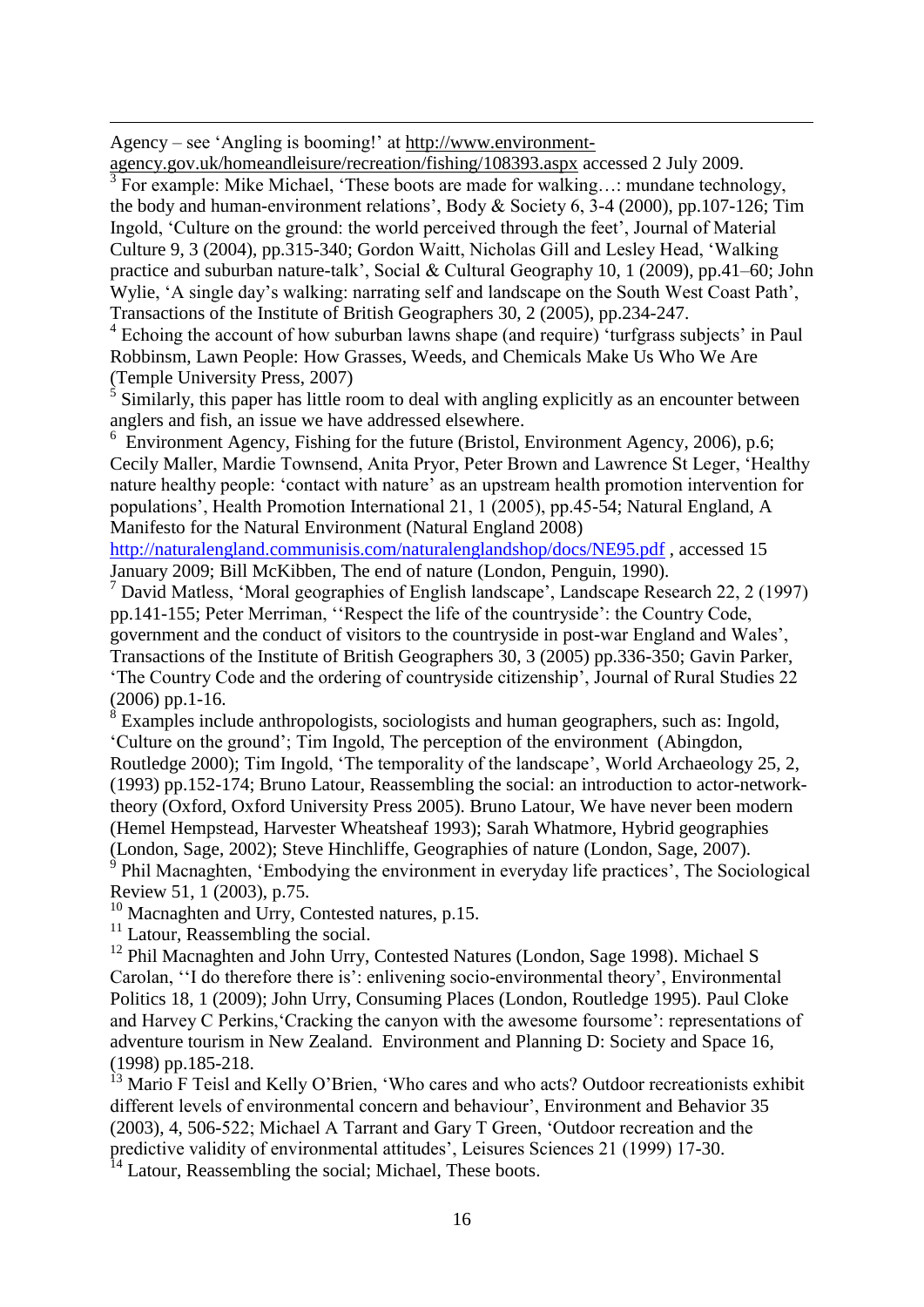Agency – see 'Angling is booming!' at http://www.environment-agency.gov.uk/homeandleisure/recreation/fishing/108393.aspx accessed 2 July 2009.

[3] For example: Mike Michael, 'These boots are made for walking…: mundane technology, the body and human-environment relations', Body & Society 6, 3-4 (2000), pp.107-126; Tim Ingold, 'Culture on the ground: the world perceived through the feet', Journal of Material Culture 9, 3 (2004), pp.315-340; Gordon Waitt, Nicholas Gill and Lesley Head, 'Walking practice and suburban nature-talk', Social & Cultural Geography 10, 1 (2009), pp.41–60; John Wylie, 'A single day's walking: narrating self and landscape on the South West Coast Path', Transactions of the Institute of British Geographers 30, 2 (2005), pp.234-247.

[4] Echoing the account of how suburban lawns shape (and require) 'turfgrass subjects' in Paul Robbinsm, Lawn People: How Grasses, Weeds, and Chemicals Make Us Who We Are (Temple University Press, 2007)

[5] Similarly, this paper has little room to deal with angling explicitly as an encounter between anglers and fish, an issue we have addressed elsewhere.

[6] Environment Agency, Fishing for the future (Bristol, Environment Agency, 2006), p.6; Cecily Maller, Mardie Townsend, Anita Pryor, Peter Brown and Lawrence St Leger, 'Healthy nature healthy people: 'contact with nature' as an upstream health promotion intervention for populations', Health Promotion International 21, 1 (2005), pp.45-54; Natural England, A Manifesto for the Natural Environment (Natural England 2008) http://naturalengland.communisis.com/naturalenglandshop/docs/NE95.pdf , accessed 15 January 2009; Bill McKibben, The end of nature (London, Penguin, 1990).

[7] David Matless, 'Moral geographies of English landscape', Landscape Research 22, 2 (1997) pp.141-155; Peter Merriman, ''Respect the life of the countryside': the Country Code, government and the conduct of visitors to the countryside in post-war England and Wales', Transactions of the Institute of British Geographers 30, 3 (2005) pp.336-350; Gavin Parker, 'The Country Code and the ordering of countryside citizenship', Journal of Rural Studies 22 (2006) pp.1-16.

[8] Examples include anthropologists, sociologists and human geographers, such as: Ingold, 'Culture on the ground'; Tim Ingold, The perception of the environment (Abingdon, Routledge 2000); Tim Ingold, 'The temporality of the landscape', World Archaeology 25, 2, (1993) pp.152-174; Bruno Latour, Reassembling the social: an introduction to actor-network-theory (Oxford, Oxford University Press 2005). Bruno Latour, We have never been modern (Hemel Hempstead, Harvester Wheatsheaf 1993); Sarah Whatmore, Hybrid geographies (London, Sage, 2002); Steve Hinchliffe, Geographies of nature (London, Sage, 2007).

[9] Phil Macnaghten, 'Embodying the environment in everyday life practices', The Sociological Review 51, 1 (2003), p.75.

[10] Macnaghten and Urry, Contested natures, p.15.

[11] Latour, Reassembling the social.

[12] Phil Macnaghten and John Urry, Contested Natures (London, Sage 1998). Michael S Carolan, ''I do therefore there is': enlivening socio-environmental theory', Environmental Politics 18, 1 (2009); John Urry, Consuming Places (London, Routledge 1995). Paul Cloke and Harvey C Perkins,'Cracking the canyon with the awesome foursome': representations of adventure tourism in New Zealand. Environment and Planning D: Society and Space 16, (1998) pp.185-218.

[13] Mario F Teisl and Kelly O'Brien, 'Who cares and who acts? Outdoor recreationists exhibit different levels of environmental concern and behaviour', Environment and Behavior 35 (2003), 4, 506-522; Michael A Tarrant and Gary T Green, 'Outdoor recreation and the predictive validity of environmental attitudes', Leisures Sciences 21 (1999) 17-30.

[14] Latour, Reassembling the social; Michael, These boots.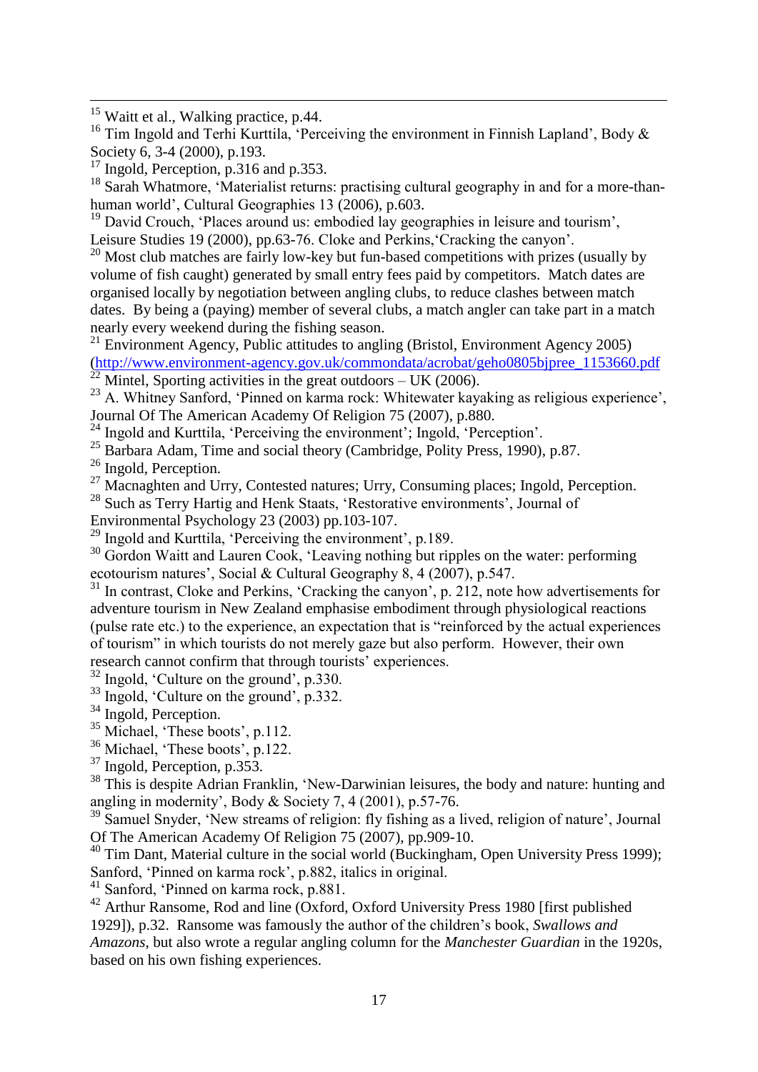[15] Waitt et al., Walking practice, p.44.

[16] Tim Ingold and Terhi Kurttila, 'Perceiving the environment in Finnish Lapland', Body & Society 6, 3-4 (2000), p.193.

[17] Ingold, Perception, p.316 and p.353.

[18] Sarah Whatmore, 'Materialist returns: practising cultural geography in and for a more-than-human world', Cultural Geographies 13 (2006), p.603.

[19] David Crouch, 'Places around us: embodied lay geographies in leisure and tourism', Leisure Studies 19 (2000), pp.63-76. Cloke and Perkins,'Cracking the canyon'.

[20] Most club matches are fairly low-key but fun-based competitions with prizes (usually by volume of fish caught) generated by small entry fees paid by competitors. Match dates are organised locally by negotiation between angling clubs, to reduce clashes between match dates. By being a (paying) member of several clubs, a match angler can take part in a match nearly every weekend during the fishing season.

[21] Environment Agency, Public attitudes to angling (Bristol, Environment Agency 2005) (http://www.environment-agency.gov.uk/commondata/acrobat/geho0805bjpree_1153660.pdf

[22] Mintel, Sporting activities in the great outdoors – UK (2006).

[23] A. Whitney Sanford, 'Pinned on karma rock: Whitewater kayaking as religious experience', Journal Of The American Academy Of Religion 75 (2007), p.880.

[24] Ingold and Kurttila, 'Perceiving the environment'; Ingold, 'Perception'.

[25] Barbara Adam, Time and social theory (Cambridge, Polity Press, 1990), p.87.

[26] Ingold, Perception.

[27] Macnaghten and Urry, Contested natures; Urry, Consuming places; Ingold, Perception.

[28] Such as Terry Hartig and Henk Staats, 'Restorative environments', Journal of Environmental Psychology 23 (2003) pp.103-107.

[29] Ingold and Kurttila, 'Perceiving the environment', p.189.

[30] Gordon Waitt and Lauren Cook, 'Leaving nothing but ripples on the water: performing ecotourism natures', Social & Cultural Geography 8, 4 (2007), p.547.

[31] In contrast, Cloke and Perkins, 'Cracking the canyon', p. 212, note how advertisements for adventure tourism in New Zealand emphasise embodiment through physiological reactions (pulse rate etc.) to the experience, an expectation that is "reinforced by the actual experiences of tourism" in which tourists do not merely gaze but also perform. However, their own research cannot confirm that through tourists' experiences.

[32] Ingold, 'Culture on the ground', p.330.

[33] Ingold, 'Culture on the ground', p.332.

[34] Ingold, Perception.

[35] Michael, 'These boots', p.112.

[36] Michael, 'These boots', p.122.

[37] Ingold, Perception, p.353.

[38] This is despite Adrian Franklin, 'New-Darwinian leisures, the body and nature: hunting and angling in modernity', Body & Society 7, 4 (2001), p.57-76.

[39] Samuel Snyder, 'New streams of religion: fly fishing as a lived, religion of nature', Journal Of The American Academy Of Religion 75 (2007), pp.909-10.

[40] Tim Dant, Material culture in the social world (Buckingham, Open University Press 1999); Sanford, 'Pinned on karma rock', p.882, italics in original.

[41] Sanford, 'Pinned on karma rock, p.881.

[42] Arthur Ransome, Rod and line (Oxford, Oxford University Press 1980 [first published 1929]), p.32. Ransome was famously the author of the children's book, *Swallows and Amazons*, but also wrote a regular angling column for the *Manchester Guardian* in the 1920s, based on his own fishing experiences.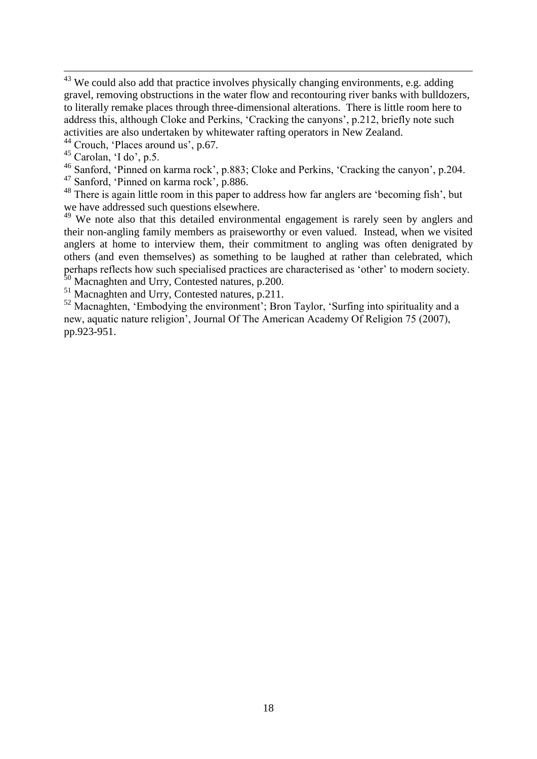[43] We could also add that practice involves physically changing environments, e.g. adding gravel, removing obstructions in the water flow and recontouring river banks with bulldozers, to literally remake places through three-dimensional alterations. There is little room here to address this, although Cloke and Perkins, 'Cracking the canyons', p.212, briefly note such activities are also undertaken by whitewater rafting operators in New Zealand.

[44] Crouch, 'Places around us', p.67.

[45] Carolan, 'I do', p.5.

[46] Sanford, 'Pinned on karma rock', p.883; Cloke and Perkins, 'Cracking the canyon', p.204.

[47] Sanford, 'Pinned on karma rock', p.886.

[48] There is again little room in this paper to address how far anglers are 'becoming fish', but we have addressed such questions elsewhere.

[49] We note also that this detailed environmental engagement is rarely seen by anglers and their non-angling family members as praiseworthy or even valued. Instead, when we visited anglers at home to interview them, their commitment to angling was often denigrated by others (and even themselves) as something to be laughed at rather than celebrated, which perhaps reflects how such specialised practices are characterised as 'other' to modern society.

[50] Macnaghten and Urry, Contested natures, p.200.

[51] Macnaghten and Urry, Contested natures, p.211.

[52] Macnaghten, 'Embodying the environment'; Bron Taylor, 'Surfing into spirituality and a new, aquatic nature religion', Journal Of The American Academy Of Religion 75 (2007), pp.923-951.